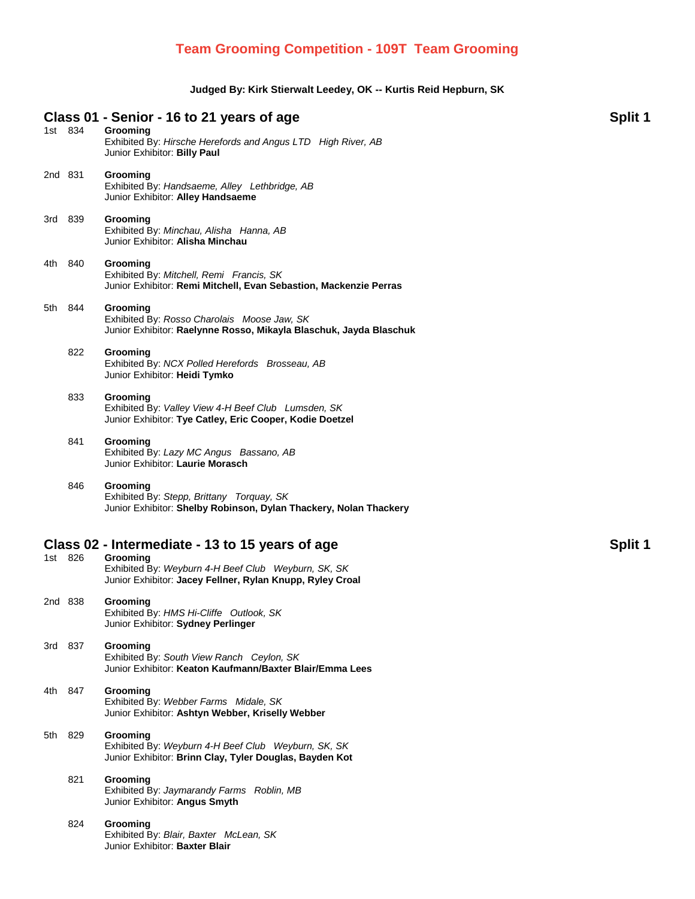# Team Grooming Competition - 109T Team Grooming

**Judged By: Kirk Stierwalt Leedey, OK -- Kurtis Reid Hepburn, SK**

## Class 01 - Senior - 16 to 21 years of age — Split 1

1st 834 **Grooming**
Exhibited By: *Hirsche Herefords and Angus LTD High River, AB*
Junior Exhibitor: **Billy Paul**

2nd 831 **Grooming**
Exhibited By: *Handsaeme, Alley Lethbridge, AB*
Junior Exhibitor: **Alley Handsaeme**

3rd 839 **Grooming**
Exhibited By: *Minchau, Alisha Hanna, AB*
Junior Exhibitor: **Alisha Minchau**

4th 840 **Grooming**
Exhibited By: *Mitchell, Remi Francis, SK*
Junior Exhibitor: **Remi Mitchell, Evan Sebastion, Mackenzie Perras**

5th 844 **Grooming**
Exhibited By: *Rosso Charolais Moose Jaw, SK*
Junior Exhibitor: **Raelynne Rosso, Mikayla Blaschuk, Jayda Blaschuk**

822 **Grooming**
Exhibited By: *NCX Polled Herefords Brosseau, AB*
Junior Exhibitor: **Heidi Tymko**

833 **Grooming**
Exhibited By: *Valley View 4-H Beef Club Lumsden, SK*
Junior Exhibitor: **Tye Catley, Eric Cooper, Kodie Doetzel**

841 **Grooming**
Exhibited By: *Lazy MC Angus Bassano, AB*
Junior Exhibitor: **Laurie Morasch**

846 **Grooming**
Exhibited By: *Stepp, Brittany Torquay, SK*
Junior Exhibitor: **Shelby Robinson, Dylan Thackery, Nolan Thackery**

## Class 02 - Intermediate - 13 to 15 years of age — Split 1

1st 826 **Grooming**
Exhibited By: *Weyburn 4-H Beef Club Weyburn, SK, SK*
Junior Exhibitor: **Jacey Fellner, Rylan Knupp, Ryley Croal**

2nd 838 **Grooming**
Exhibited By: *HMS Hi-Cliffe Outlook, SK*
Junior Exhibitor: **Sydney Perlinger**

3rd 837 **Grooming**
Exhibited By: *South View Ranch Ceylon, SK*
Junior Exhibitor: **Keaton Kaufmann/Baxter Blair/Emma Lees**

4th 847 **Grooming**
Exhibited By: *Webber Farms Midale, SK*
Junior Exhibitor: **Ashtyn Webber, Kriselly Webber**

5th 829 **Grooming**
Exhibited By: *Weyburn 4-H Beef Club Weyburn, SK, SK*
Junior Exhibitor: **Brinn Clay, Tyler Douglas, Bayden Kot**

821 **Grooming**
Exhibited By: *Jaymarandy Farms Roblin, MB*
Junior Exhibitor: **Angus Smyth**

824 **Grooming**
Exhibited By: *Blair, Baxter McLean, SK*
Junior Exhibitor: **Baxter Blair**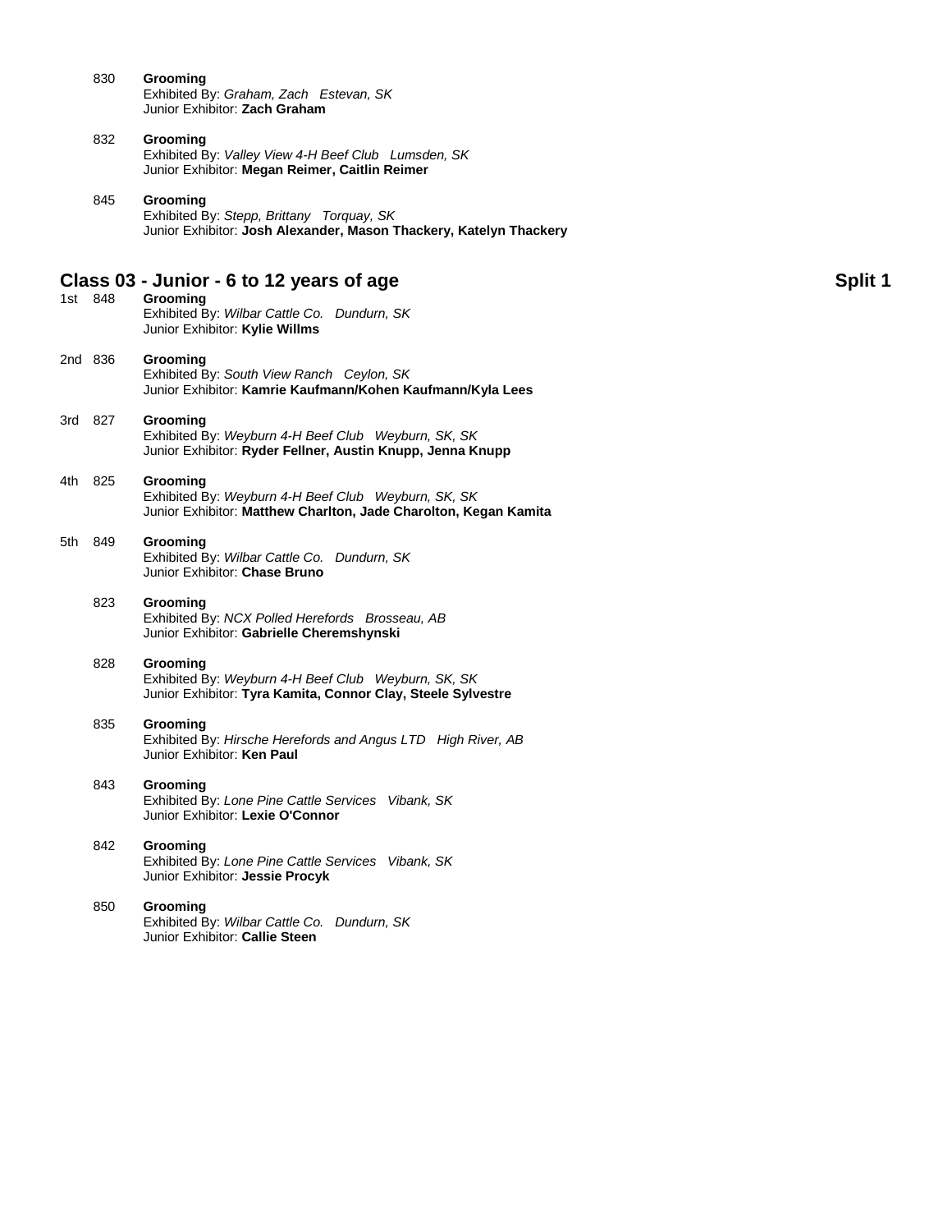830 **Grooming**
Exhibited By: *Graham, Zach   Estevan, SK*
Junior Exhibitor: **Zach Graham**

832 **Grooming**
Exhibited By: *Valley View 4-H Beef Club   Lumsden, SK*
Junior Exhibitor: **Megan Reimer, Caitlin Reimer**

845 **Grooming**
Exhibited By: *Stepp, Brittany   Torquay, SK*
Junior Exhibitor: **Josh Alexander, Mason Thackery, Katelyn Thackery**

## Class 03 - Junior - 6 to 12 years of age — Split 1

1st 848 **Grooming**
Exhibited By: *Wilbar Cattle Co.   Dundurn, SK*
Junior Exhibitor: **Kylie Willms**

2nd 836 **Grooming**
Exhibited By: *South View Ranch   Ceylon, SK*
Junior Exhibitor: **Kamrie Kaufmann/Kohen Kaufmann/Kyla Lees**

3rd 827 **Grooming**
Exhibited By: *Weyburn 4-H Beef Club   Weyburn, SK, SK*
Junior Exhibitor: **Ryder Fellner, Austin Knupp, Jenna Knupp**

4th 825 **Grooming**
Exhibited By: *Weyburn 4-H Beef Club   Weyburn, SK, SK*
Junior Exhibitor: **Matthew Charlton, Jade Charolton, Kegan Kamita**

5th 849 **Grooming**
Exhibited By: *Wilbar Cattle Co.   Dundurn, SK*
Junior Exhibitor: **Chase Bruno**

823 **Grooming**
Exhibited By: *NCX Polled Herefords   Brosseau, AB*
Junior Exhibitor: **Gabrielle Cheremshynski**

828 **Grooming**
Exhibited By: *Weyburn 4-H Beef Club   Weyburn, SK, SK*
Junior Exhibitor: **Tyra Kamita, Connor Clay, Steele Sylvestre**

835 **Grooming**
Exhibited By: *Hirsche Herefords and Angus LTD   High River, AB*
Junior Exhibitor: **Ken Paul**

843 **Grooming**
Exhibited By: *Lone Pine Cattle Services   Vibank, SK*
Junior Exhibitor: **Lexie O'Connor**

842 **Grooming**
Exhibited By: *Lone Pine Cattle Services   Vibank, SK*
Junior Exhibitor: **Jessie Procyk**

850 **Grooming**
Exhibited By: *Wilbar Cattle Co.   Dundurn, SK*
Junior Exhibitor: **Callie Steen**